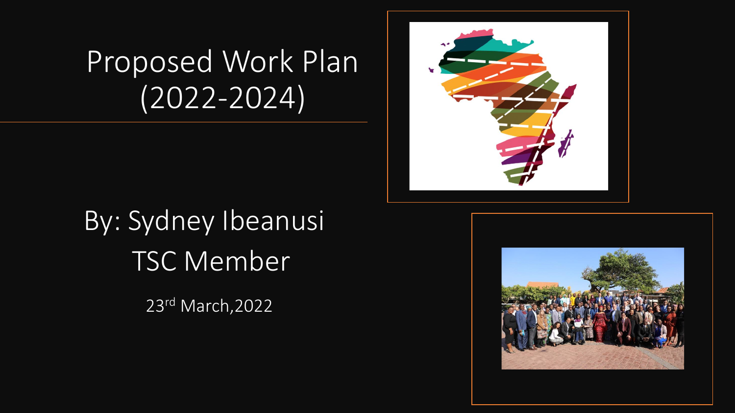# Proposed Work Plan (2022-2024)

By: Sydney Ibeanusi

TSC Member

23rd March,2022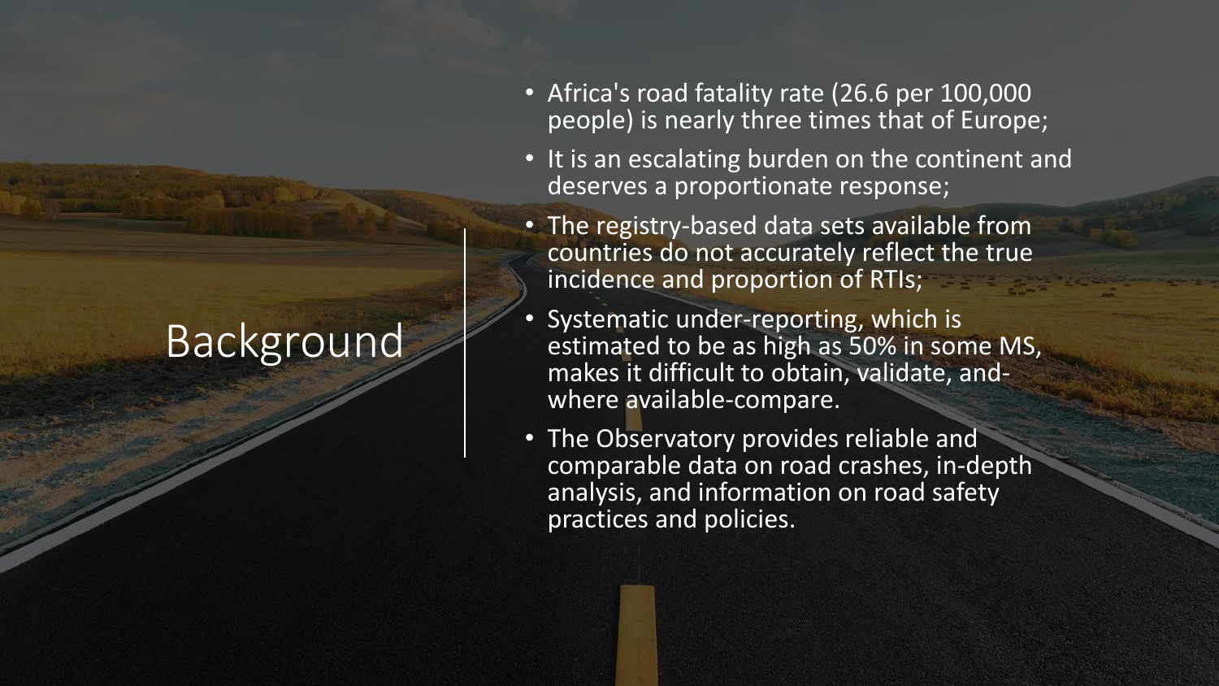# Background

- Africa's road fatality rate (26.6 per 100,000 people) is nearly three times that of Europe;
- It is an escalating burden on the continent and deserves a proportionate response;
- The registry-based data sets available from countries do not accurately reflect the true incidence and proportion of RTIs;
- Systematic under-reporting, which is estimated to be as high as 50% in some MS, makes it difficult to obtain, validate, and-where available-compare.
- The Observatory provides reliable and comparable data on road crashes, in-depth analysis, and information on road safety practices and policies.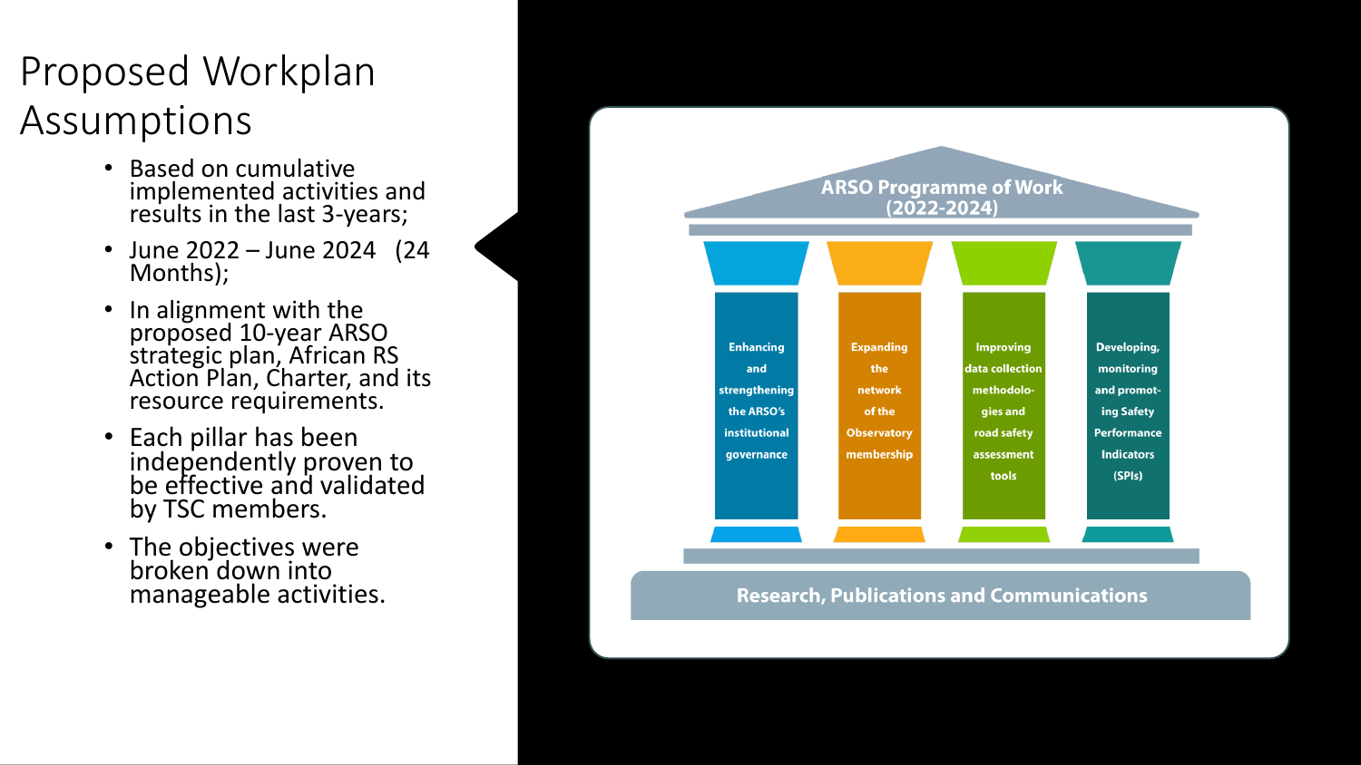# Proposed Workplan Assumptions

- Based on cumulative implemented activities and results in the last 3-years;
- June 2022 – June 2024 (24 Months);
- In alignment with the proposed 10-year ARSO strategic plan, African RS Action Plan, Charter, and its resource requirements.
- Each pillar has been independently proven to be effective and validated by TSC members.
- The objectives were broken down into manageable activities.

**ARSO Programme of Work (2022-2024)**

- Enhancing and strengthening the ARSO's institutional governance
- Expanding the network of the Observatory membership
- Improving data collection methodologies and road safety assessment tools
- Developing, monitoring and promoting Safety Performance Indicators (SPIs)

**Research, Publications and Communications**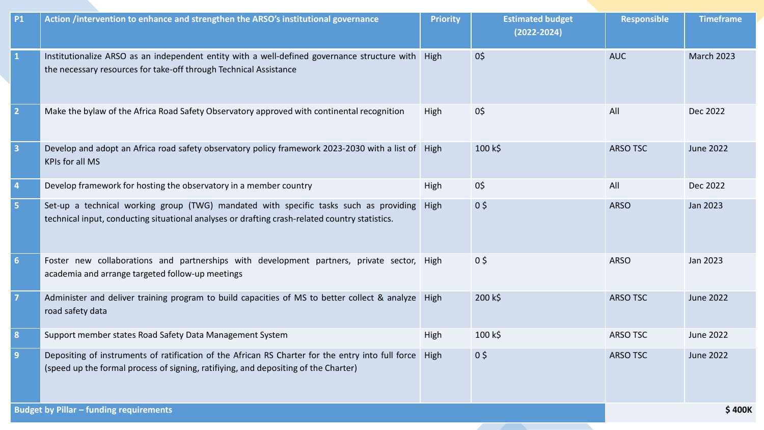| P1 | Action /intervention to enhance and strengthen the ARSO's institutional governance | Priority | Estimated budget (2022-2024) | Responsible | Timeframe |
|---|---|---|---|---|---|
| 1 | Institutionalize ARSO as an independent entity with a well-defined governance structure with the necessary resources for take-off through Technical Assistance | High | 0$ | AUC | March 2023 |
| 2 | Make the bylaw of the Africa Road Safety Observatory approved with continental recognition | High | 0$ | All | Dec 2022 |
| 3 | Develop and adopt an Africa road safety observatory policy framework 2023-2030 with a list of KPIs for all MS | High | 100 k$ | ARSO TSC | June 2022 |
| 4 | Develop framework for hosting the observatory in a member country | High | 0$ | All | Dec 2022 |
| 5 | Set-up a technical working group (TWG) mandated with specific tasks such as providing technical input, conducting situational analyses or drafting crash-related country statistics. | High | 0 $ | ARSO | Jan 2023 |
| 6 | Foster new collaborations and partnerships with development partners, private sector, academia and arrange targeted follow-up meetings | High | 0 $ | ARSO | Jan 2023 |
| 7 | Administer and deliver training program to build capacities of MS to better collect & analyze road safety data | High | 200 k$ | ARSO TSC | June 2022 |
| 8 | Support member states Road Safety Data Management System | High | 100 k$ | ARSO TSC | June 2022 |
| 9 | Depositing of instruments of ratification of the African RS Charter for the entry into full force (speed up the formal process of signing, ratifiying, and depositing of the Charter) | High | 0 $ | ARSO TSC | June 2022 |
| **Budget by Pillar – funding requirements** | | | | | **$ 400K** |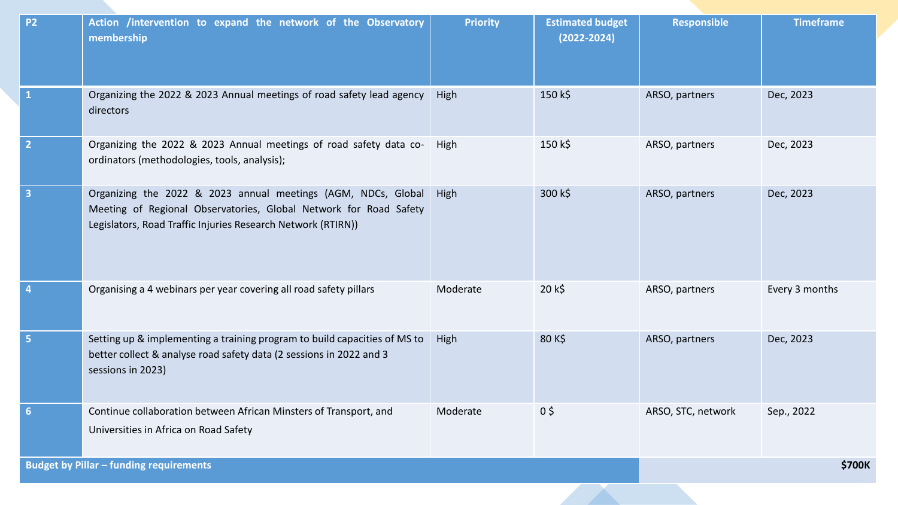| P2 | Action /intervention to expand the network of the Observatory membership | Priority | Estimated budget (2022-2024) | Responsible | Timeframe |
|---|---|---|---|---|---|
| 1 | Organizing the 2022 & 2023 Annual meetings of road safety lead agency directors | High | 150 k$ | ARSO, partners | Dec, 2023 |
| 2 | Organizing the 2022 & 2023 Annual meetings of road safety data co-ordinators (methodologies, tools, analysis); | High | 150 k$ | ARSO, partners | Dec, 2023 |
| 3 | Organizing the 2022 & 2023 annual meetings (AGM, NDCs, Global Meeting of Regional Observatories, Global Network for Road Safety Legislators, Road Traffic Injuries Research Network (RTIRN)) | High | 300 k$ | ARSO, partners | Dec, 2023 |
| 4 | Organising a 4 webinars per year covering all road safety pillars | Moderate | 20 k$ | ARSO, partners | Every 3 months |
| 5 | Setting up & implementing a training program to build capacities of MS to better collect & analyse road safety data (2 sessions in 2022 and 3 sessions in 2023) | High | 80 K$ | ARSO, partners | Dec, 2023 |
| 6 | Continue collaboration between African Minsters of Transport, and Universities in Africa on Road Safety | Moderate | 0 $ | ARSO, STC, network | Sep., 2022 |
| **Budget by Pillar – funding requirements** | | | | | **$700K** |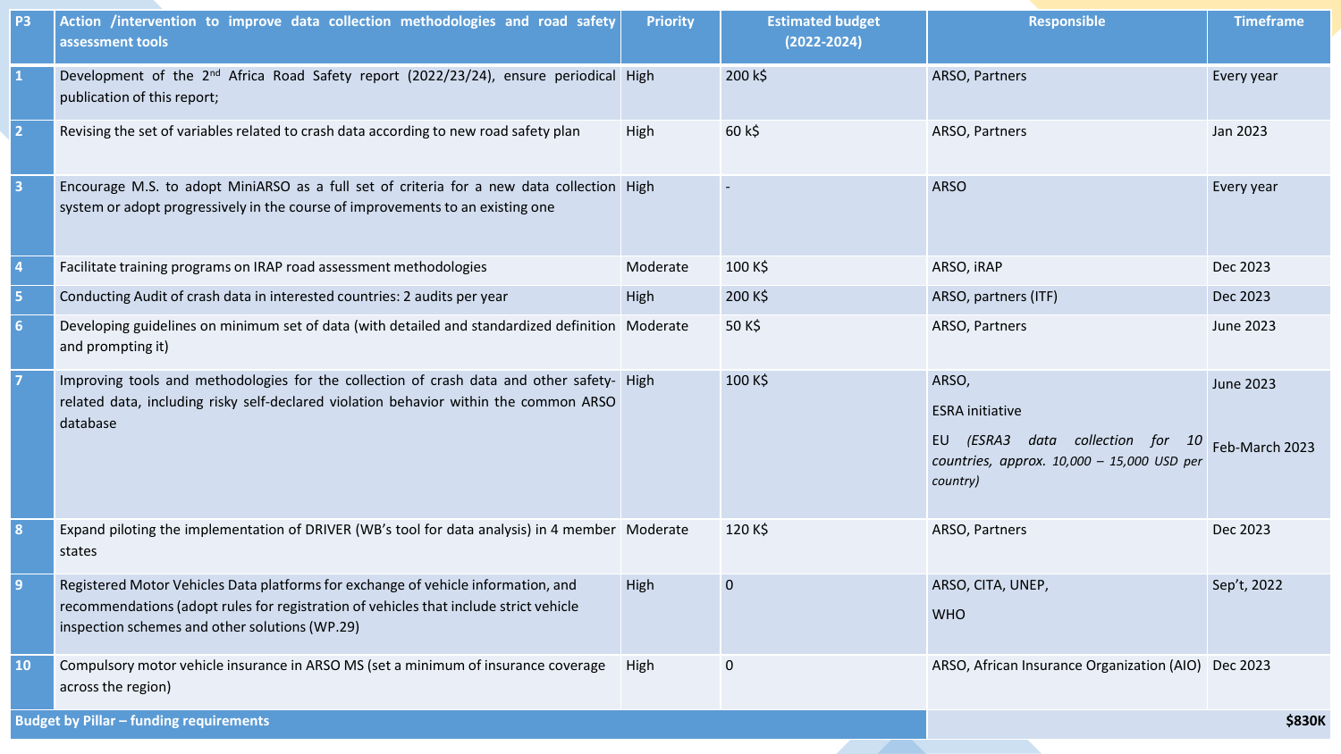| P3 | Action /intervention to improve data collection methodologies and road safety assessment tools | Priority | Estimated budget (2022-2024) | Responsible | Timeframe |
|---|---|---|---|---|---|
| 1 | Development of the 2nd Africa Road Safety report (2022/23/24), ensure periodical publication of this report; | High | 200 k$ | ARSO, Partners | Every year |
| 2 | Revising the set of variables related to crash data according to new road safety plan | High | 60 k$ | ARSO, Partners | Jan 2023 |
| 3 | Encourage M.S. to adopt MiniARSO as a full set of criteria for a new data collection system or adopt progressively in the course of improvements to an existing one | High | - | ARSO | Every year |
| 4 | Facilitate training programs on IRAP road assessment methodologies | Moderate | 100 K$ | ARSO, iRAP | Dec 2023 |
| 5 | Conducting Audit of crash data in interested countries: 2 audits per year | High | 200 K$ | ARSO, partners (ITF) | Dec 2023 |
| 6 | Developing guidelines on minimum set of data (with detailed and standardized definition and prompting it) | Moderate | 50 K$ | ARSO, Partners | June 2023 |
| 7 | Improving tools and methodologies for the collection of crash data and other safety-related data, including risky self-declared violation behavior within the common ARSO database | High | 100 K$ | ARSO,<br>ESRA initiative<br>EU *(ESRA3 data collection for 10 countries, approx. 10,000 – 15,000 USD per country)* | June 2023<br>Feb-March 2023 |
| 8 | Expand piloting the implementation of DRIVER (WB's tool for data analysis) in 4 member states | Moderate | 120 K$ | ARSO, Partners | Dec 2023 |
| 9 | Registered Motor Vehicles Data platforms for exchange of vehicle information, and recommendations (adopt rules for registration of vehicles that include strict vehicle inspection schemes and other solutions (WP.29) | High | 0 | ARSO, CITA, UNEP,<br>WHO | Sep't, 2022 |
| 10 | Compulsory motor vehicle insurance in ARSO MS (set a minimum of insurance coverage across the region) | High | 0 | ARSO, African Insurance Organization (AIO) | Dec 2023 |
| **Budget by Pillar – funding requirements** | | | | | **$830K** |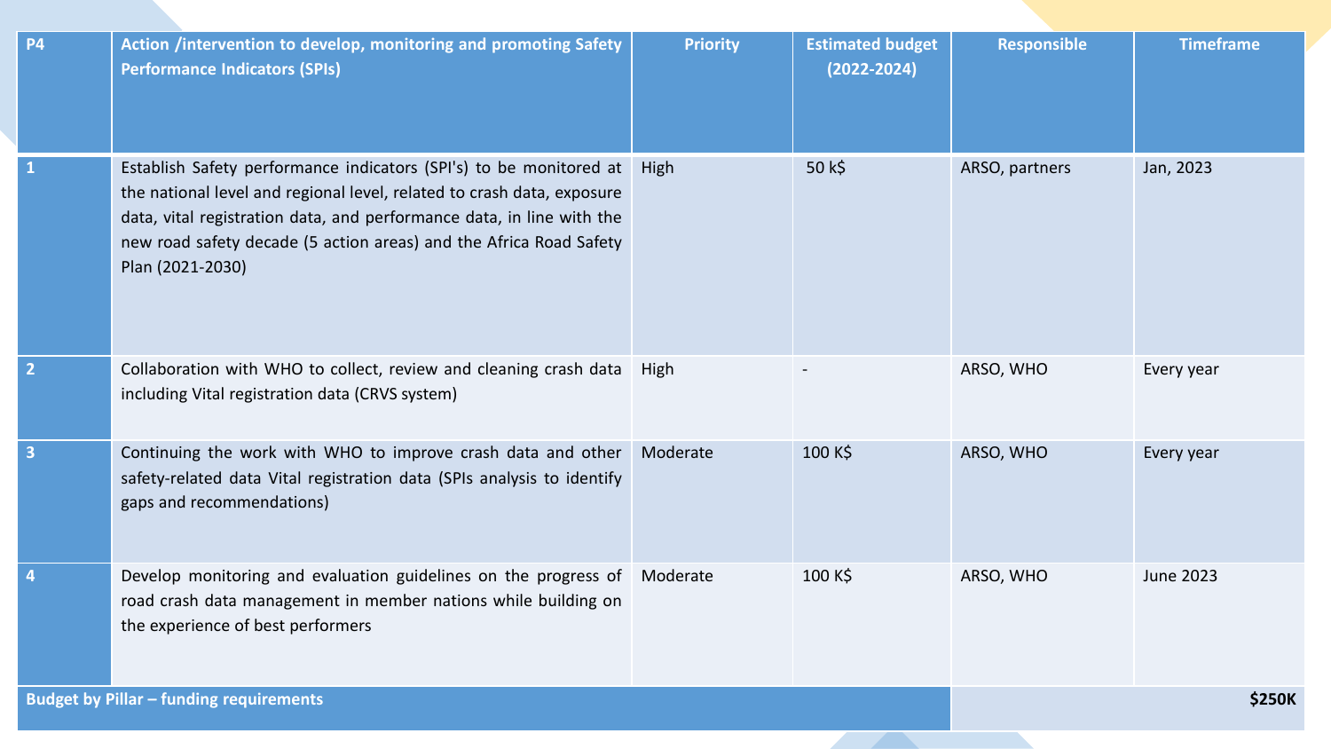| P4 | Action /intervention to develop, monitoring and promoting Safety Performance Indicators (SPIs) | Priority | Estimated budget (2022-2024) | Responsible | Timeframe |
|---|---|---|---|---|---|
| 1 | Establish Safety performance indicators (SPI's) to be monitored at the national level and regional level, related to crash data, exposure data, vital registration data, and performance data, in line with the new road safety decade (5 action areas) and the Africa Road Safety Plan (2021-2030) | High | 50 k$ | ARSO, partners | Jan, 2023 |
| 2 | Collaboration with WHO to collect, review and cleaning crash data including Vital registration data (CRVS system) | High | - | ARSO, WHO | Every year |
| 3 | Continuing the work with WHO to improve crash data and other safety-related data Vital registration data (SPIs analysis to identify gaps and recommendations) | Moderate | 100 K$ | ARSO, WHO | Every year |
| 4 | Develop monitoring and evaluation guidelines on the progress of road crash data management in member nations while building on the experience of best performers | Moderate | 100 K$ | ARSO, WHO | June 2023 |
| **Budget by Pillar – funding requirements** | | | | | **$250K** |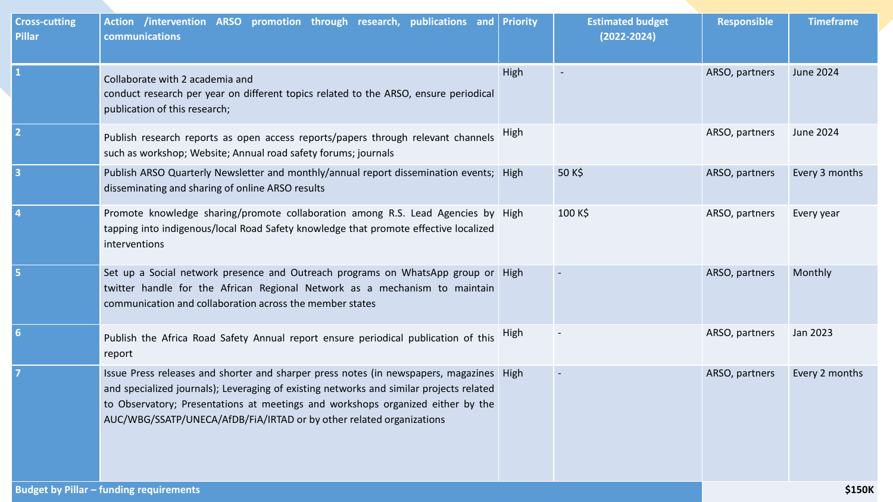| Cross-cutting Pillar | Action /intervention ARSO promotion through research, publications and communications | Priority | Estimated budget (2022-2024) | Responsible | Timeframe |
|---|---|---|---|---|---|
| 1 | Collaborate with 2 academia and conduct research per year on different topics related to the ARSO, ensure periodical publication of this research; | High | - | ARSO, partners | June 2024 |
| 2 | Publish research reports as open access reports/papers through relevant channels such as workshop; Website; Annual road safety forums; journals | High | | ARSO, partners | June 2024 |
| 3 | Publish ARSO Quarterly Newsletter and monthly/annual report dissemination events; disseminating and sharing of online ARSO results | High | 50 K$ | ARSO, partners | Every 3 months |
| 4 | Promote knowledge sharing/promote collaboration among R.S. Lead Agencies by tapping into indigenous/local Road Safety knowledge that promote effective localized interventions | High | 100 K$ | ARSO, partners | Every year |
| 5 | Set up a Social network presence and Outreach programs on WhatsApp group or twitter handle for the African Regional Network as a mechanism to maintain communication and collaboration across the member states | High | - | ARSO, partners | Monthly |
| 6 | Publish the Africa Road Safety Annual report ensure periodical publication of this report | High | - | ARSO, partners | Jan 2023 |
| 7 | Issue Press releases and shorter and sharper press notes (in newspapers, magazines and specialized journals); Leveraging of existing networks and similar projects related to Observatory; Presentations at meetings and workshops organized either by the AUC/WBG/SSATP/UNECA/AfDB/FiA/IRTAD or by other related organizations | High | - | ARSO, partners | Every 2 months |
| **Budget by Pillar – funding requirements** | | | | | **$150K** |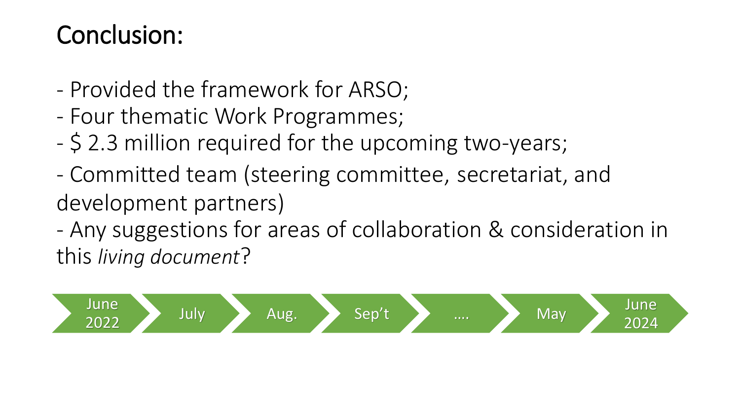# Conclusion:

- Provided the framework for ARSO;
- Four thematic Work Programmes;
- $ 2.3 million required for the upcoming two-years;
- Committed team (steering committee, secretariat, and development partners)
- Any suggestions for areas of collaboration & consideration in this *living document*?

June 2022 → July → Aug. → Sep't → …. → May → June 2024